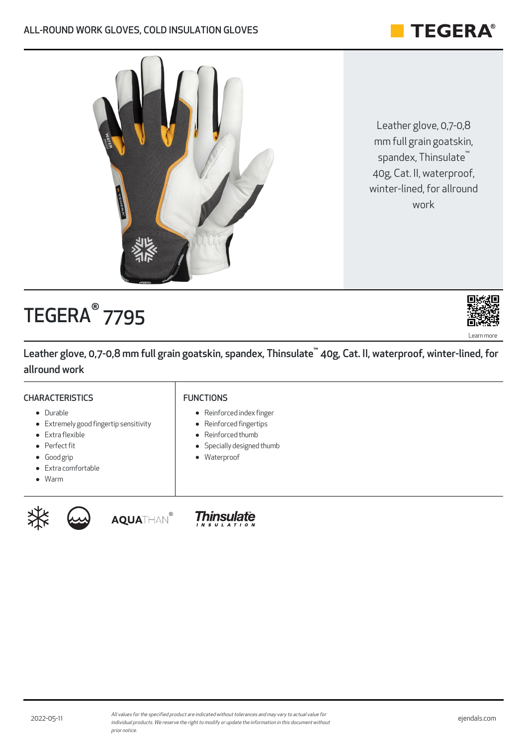ALL-ROUND WORK GLOVES, COLD INSULATION GLOVES

Leather glove, 0,7-0,8 mm full grain goatskin, spandex, Thinsulate™ 40g, Cat. II, waterproof, winter-lined, for allround work

# TEGERA® 7795

Learn more

**Leather glove, 0,7-0,8 mm full grain goatskin, spandex, Thinsulate™ 40g, Cat. II, waterproof, winter-lined, for allround work**

## CHARACTERISTICS

- Durable
- Extremely good fingertip sensitivity
- Extra flexible
- Perfect fit
- Good grip
- Extra comfortable
- Warm

## FUNCTIONS

- Reinforced index finger
- Reinforced fingertips
- Reinforced thumb
- Specially designed thumb
- Waterproof

AQUATHAN® Thinsulate™ INSULATION

2022-05-11

*All values for the specified product are indicated without tolerances and may vary to actual value for individual products. We reserve the right to modify or update the information in this document without prior notice.*

ejendals.com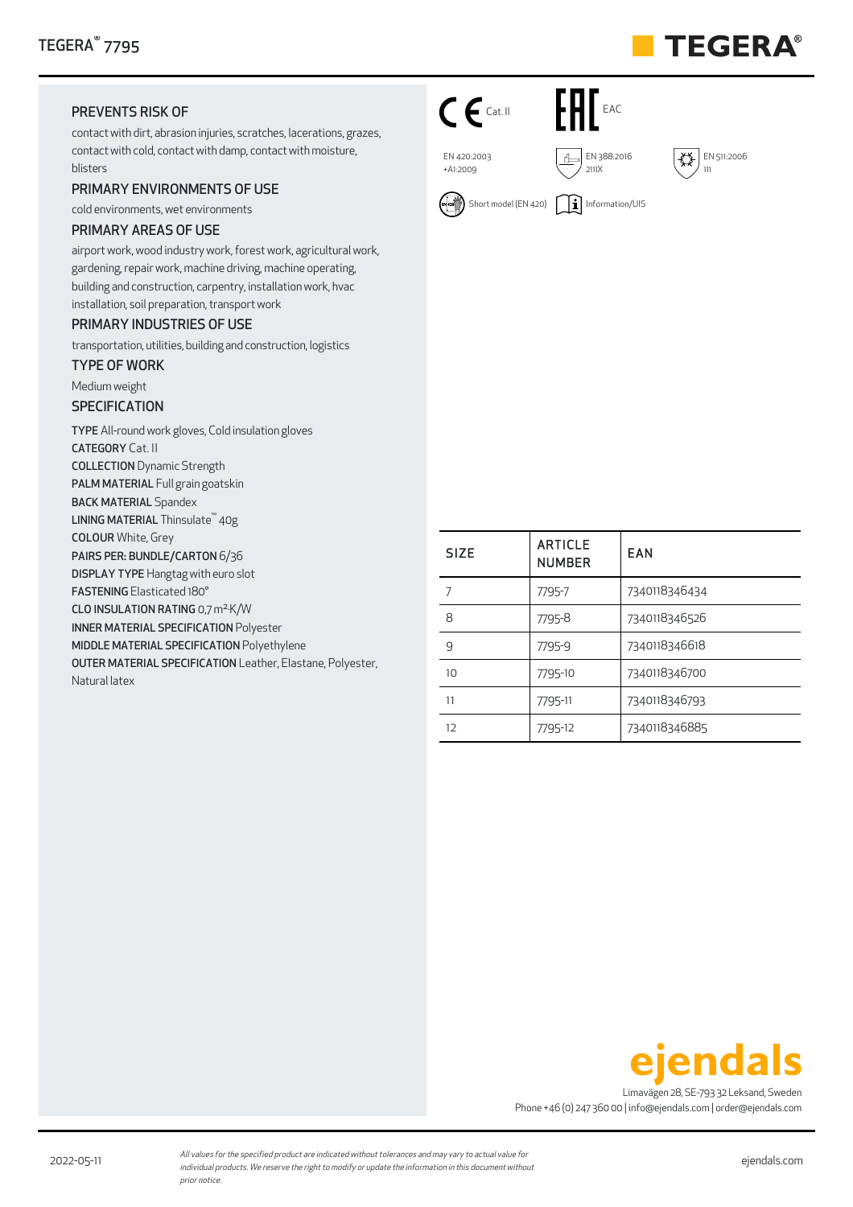# TEGERA® 7795

## PREVENTS RISK OF

contact with dirt, abrasion injuries, scratches, lacerations, grazes, contact with cold, contact with damp, contact with moisture, blisters

## PRIMARY ENVIRONMENTS OF USE

cold environments, wet environments

## PRIMARY AREAS OF USE

airport work, wood industry work, forest work, agricultural work, gardening, repair work, machine driving, machine operating, building and construction, carpentry, installation work, hvac installation, soil preparation, transport work

## PRIMARY INDUSTRIES OF USE

transportation, utilities, building and construction, logistics

## TYPE OF WORK

Medium weight

## SPECIFICATION

**TYPE** All-round work gloves, Cold insulation gloves
**CATEGORY** Cat. II
**COLLECTION** Dynamic Strength
**PALM MATERIAL** Full grain goatskin
**BACK MATERIAL** Spandex
**LINING MATERIAL** Thinsulate™ 40g
**COLOUR** White, Grey
**PAIRS PER: BUNDLE/CARTON** 6/36
**DISPLAY TYPE** Hangtag with euro slot
**FASTENING** Elasticated 180°
**CLO INSULATION RATING** 0,7 m²·K/W
**INNER MATERIAL SPECIFICATION** Polyester
**MIDDLE MATERIAL SPECIFICATION** Polyethylene
**OUTER MATERIAL SPECIFICATION** Leather, Elastane, Polyester, Natural latex

CE Cat. II

EAC

EN 420:2003 +A1:2009

EN 388:2016 2111X

EN 511:2006 111

Short model (EN 420)

Information/UIS

| SIZE | ARTICLE NUMBER | EAN |
|---|---|---|
| 7 | 7795-7 | 7340118346434 |
| 8 | 7795-8 | 7340118346526 |
| 9 | 7795-9 | 7340118346618 |
| 10 | 7795-10 | 7340118346700 |
| 11 | 7795-11 | 7340118346793 |
| 12 | 7795-12 | 7340118346885 |

ejendals
Limavägen 28, SE-793 32 Leksand, Sweden
Phone +46 (0) 247 360 00 | info@ejendals.com | order@ejendals.com

2022-05-11

*All values for the specified product are indicated without tolerances and may vary to actual value for individual products. We reserve the right to modify or update the information in this document without prior notice.*

ejendals.com